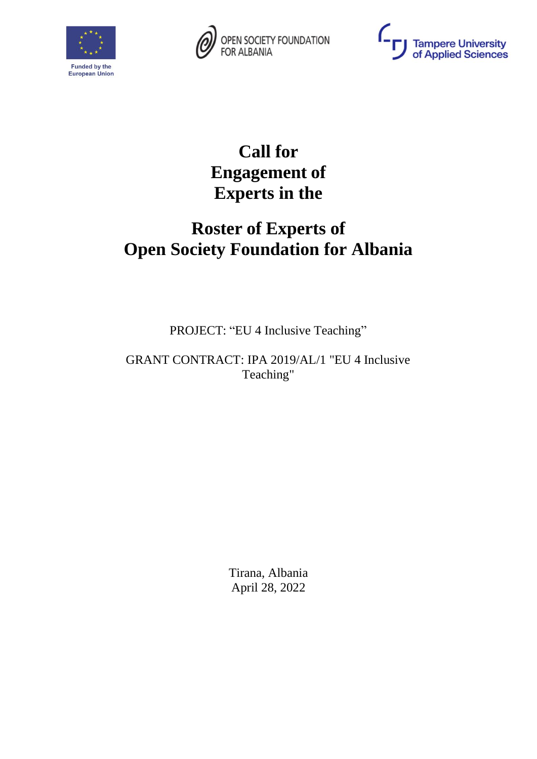Funded by the European Union

OPEN SOCIETY FOUNDATION FOR ALBANIA

Tampere University of Applied Sciences

# Call for Engagement of Experts in the

# Roster of Experts of Open Society Foundation for Albania

PROJECT: “EU 4 Inclusive Teaching”

GRANT CONTRACT: IPA 2019/AL/1 "EU 4 Inclusive Teaching"

Tirana, Albania
April 28, 2022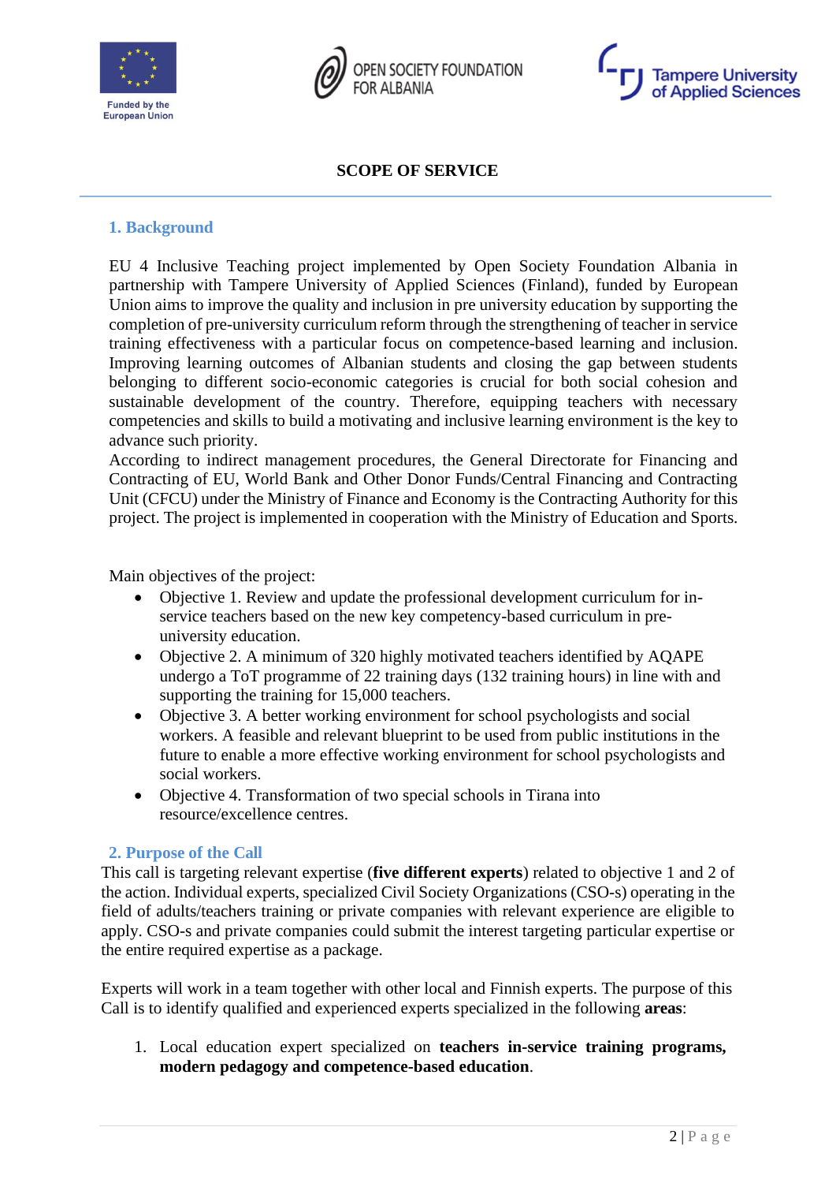**SCOPE OF SERVICE**

## 1. Background

EU 4 Inclusive Teaching project implemented by Open Society Foundation Albania in partnership with Tampere University of Applied Sciences (Finland), funded by European Union aims to improve the quality and inclusion in pre university education by supporting the completion of pre-university curriculum reform through the strengthening of teacher in service training effectiveness with a particular focus on competence-based learning and inclusion. Improving learning outcomes of Albanian students and closing the gap between students belonging to different socio-economic categories is crucial for both social cohesion and sustainable development of the country. Therefore, equipping teachers with necessary competencies and skills to build a motivating and inclusive learning environment is the key to advance such priority.
According to indirect management procedures, the General Directorate for Financing and Contracting of EU, World Bank and Other Donor Funds/Central Financing and Contracting Unit (CFCU) under the Ministry of Finance and Economy is the Contracting Authority for this project. The project is implemented in cooperation with the Ministry of Education and Sports.

Main objectives of the project:

- Objective 1. Review and update the professional development curriculum for in-service teachers based on the new key competency-based curriculum in pre-university education.
- Objective 2. A minimum of 320 highly motivated teachers identified by AQAPE undergo a ToT programme of 22 training days (132 training hours) in line with and supporting the training for 15,000 teachers.
- Objective 3. A better working environment for school psychologists and social workers. A feasible and relevant blueprint to be used from public institutions in the future to enable a more effective working environment for school psychologists and social workers.
- Objective 4. Transformation of two special schools in Tirana into resource/excellence centres.

## 2. Purpose of the Call

This call is targeting relevant expertise (**five different experts**) related to objective 1 and 2 of the action. Individual experts, specialized Civil Society Organizations (CSO-s) operating in the field of adults/teachers training or private companies with relevant experience are eligible to apply. CSO-s and private companies could submit the interest targeting particular expertise or the entire required expertise as a package.

Experts will work in a team together with other local and Finnish experts. The purpose of this Call is to identify qualified and experienced experts specialized in the following **areas**:

1. Local education expert specialized on **teachers in-service training programs, modern pedagogy and competence-based education**.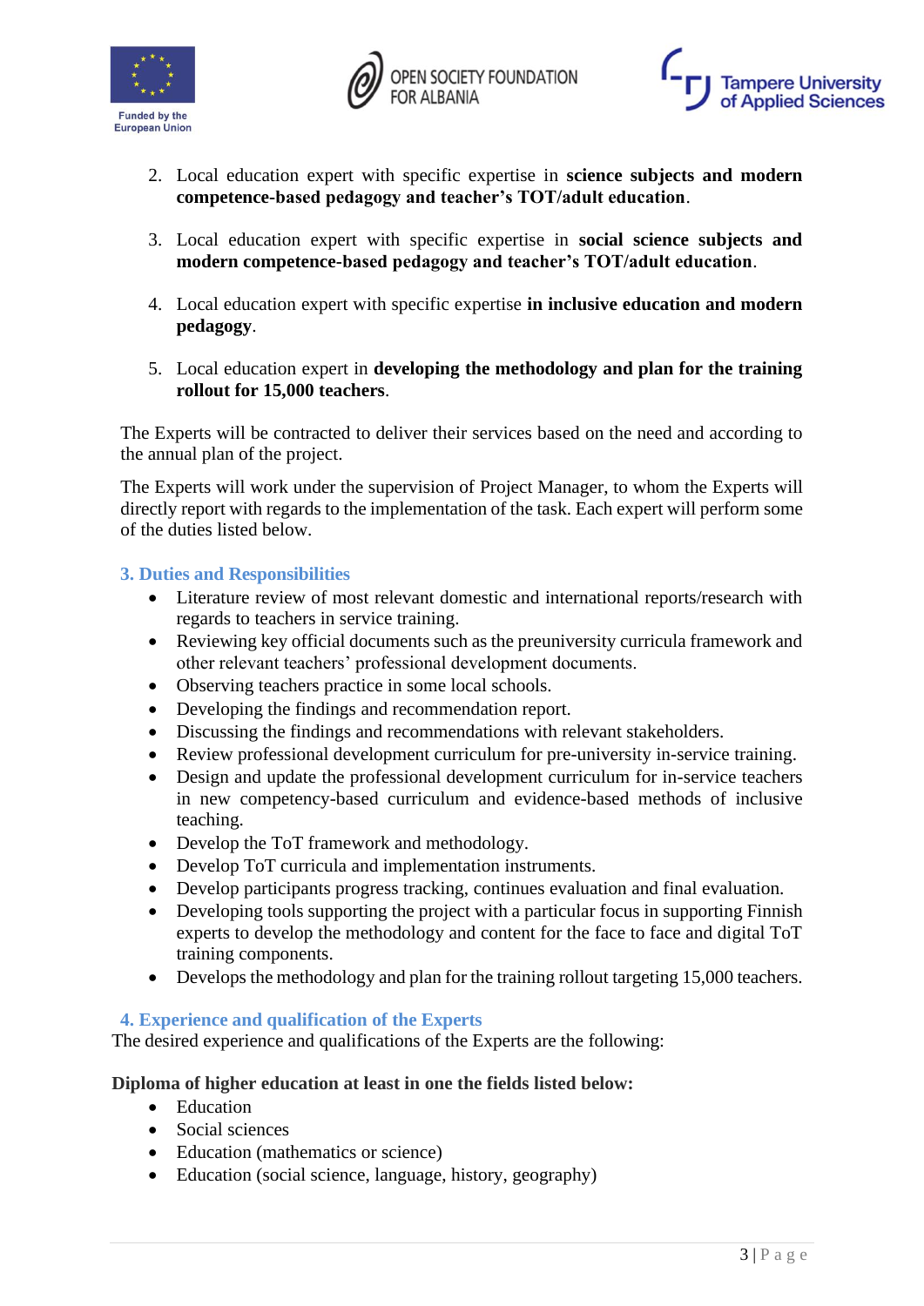2. Local education expert with specific expertise in **science subjects and modern competence-based pedagogy and teacher's TOT/adult education**.

3. Local education expert with specific expertise in **social science subjects and modern competence-based pedagogy and teacher's TOT/adult education**.

4. Local education expert with specific expertise **in inclusive education and modern pedagogy**.

5. Local education expert in **developing the methodology and plan for the training rollout for 15,000 teachers**.

The Experts will be contracted to deliver their services based on the need and according to the annual plan of the project.

The Experts will work under the supervision of Project Manager, to whom the Experts will directly report with regards to the implementation of the task. Each expert will perform some of the duties listed below.

## 3. Duties and Responsibilities

- Literature review of most relevant domestic and international reports/research with regards to teachers in service training.
- Reviewing key official documents such as the preuniversity curricula framework and other relevant teachers' professional development documents.
- Observing teachers practice in some local schools.
- Developing the findings and recommendation report.
- Discussing the findings and recommendations with relevant stakeholders.
- Review professional development curriculum for pre-university in-service training.
- Design and update the professional development curriculum for in-service teachers in new competency-based curriculum and evidence-based methods of inclusive teaching.
- Develop the ToT framework and methodology.
- Develop ToT curricula and implementation instruments.
- Develop participants progress tracking, continues evaluation and final evaluation.
- Developing tools supporting the project with a particular focus in supporting Finnish experts to develop the methodology and content for the face to face and digital ToT training components.
- Develops the methodology and plan for the training rollout targeting 15,000 teachers.

## 4. Experience and qualification of the Experts

The desired experience and qualifications of the Experts are the following:

**Diploma of higher education at least in one the fields listed below:**

- Education
- Social sciences
- Education (mathematics or science)
- Education (social science, language, history, geography)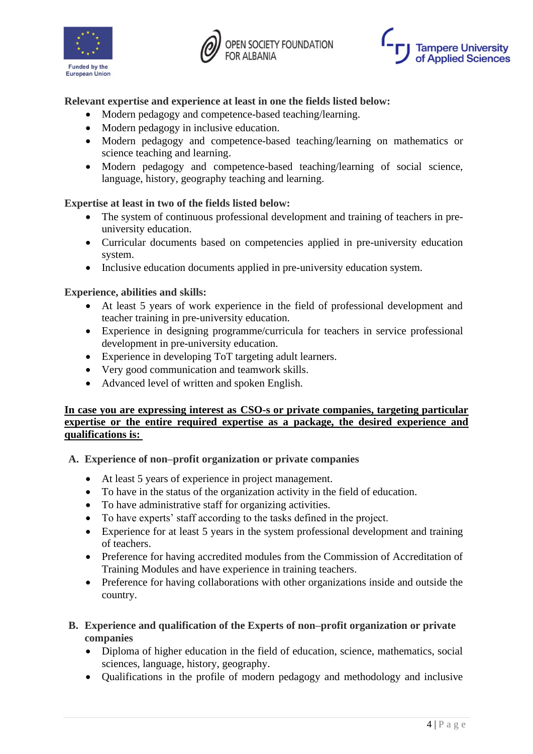**Relevant expertise and experience at least in one the fields listed below:**

- Modern pedagogy and competence-based teaching/learning.
- Modern pedagogy in inclusive education.
- Modern pedagogy and competence-based teaching/learning on mathematics or science teaching and learning.
- Modern pedagogy and competence-based teaching/learning of social science, language, history, geography teaching and learning.

**Expertise at least in two of the fields listed below:**

- The system of continuous professional development and training of teachers in pre-university education.
- Curricular documents based on competencies applied in pre-university education system.
- Inclusive education documents applied in pre-university education system.

**Experience, abilities and skills:**

- At least 5 years of work experience in the field of professional development and teacher training in pre-university education.
- Experience in designing programme/curricula for teachers in service professional development in pre-university education.
- Experience in developing ToT targeting adult learners.
- Very good communication and teamwork skills.
- Advanced level of written and spoken English.

**<u>In case you are expressing interest as CSO-s or private companies, targeting particular expertise or the entire required expertise as a package, the desired experience and qualifications is:</u>**

**A. Experience of non–profit organization or private companies**

- At least 5 years of experience in project management.
- To have in the status of the organization activity in the field of education.
- To have administrative staff for organizing activities.
- To have experts' staff according to the tasks defined in the project.
- Experience for at least 5 years in the system professional development and training of teachers.
- Preference for having accredited modules from the Commission of Accreditation of Training Modules and have experience in training teachers.
- Preference for having collaborations with other organizations inside and outside the country.

**B. Experience and qualification of the Experts of non–profit organization or private companies**

- Diploma of higher education in the field of education, science, mathematics, social sciences, language, history, geography.
- Qualifications in the profile of modern pedagogy and methodology and inclusive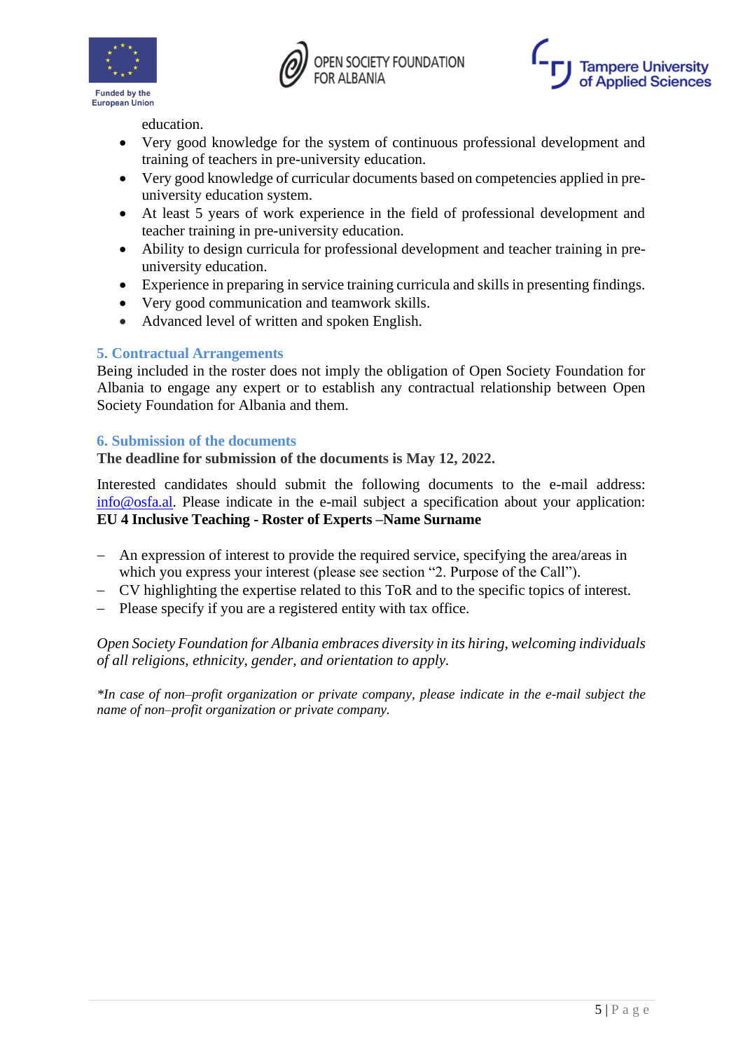education.

- Very good knowledge for the system of continuous professional development and training of teachers in pre-university education.
- Very good knowledge of curricular documents based on competencies applied in pre-university education system.
- At least 5 years of work experience in the field of professional development and teacher training in pre-university education.
- Ability to design curricula for professional development and teacher training in pre-university education.
- Experience in preparing in service training curricula and skills in presenting findings.
- Very good communication and teamwork skills.
- Advanced level of written and spoken English.

## 5. Contractual Arrangements

Being included in the roster does not imply the obligation of Open Society Foundation for Albania to engage any expert or to establish any contractual relationship between Open Society Foundation for Albania and them.

## 6. Submission of the documents

**The deadline for submission of the documents is May 12, 2022.**

Interested candidates should submit the following documents to the e-mail address: info@osfa.al. Please indicate in the e-mail subject a specification about your application: **EU 4 Inclusive Teaching - Roster of Experts –Name Surname**

- An expression of interest to provide the required service, specifying the area/areas in which you express your interest (please see section "2. Purpose of the Call").
- CV highlighting the expertise related to this ToR and to the specific topics of interest.
- Please specify if you are a registered entity with tax office.

*Open Society Foundation for Albania embraces diversity in its hiring, welcoming individuals of all religions, ethnicity, gender, and orientation to apply.*

*\*In case of non–profit organization or private company, please indicate in the e-mail subject the name of non–profit organization or private company.*